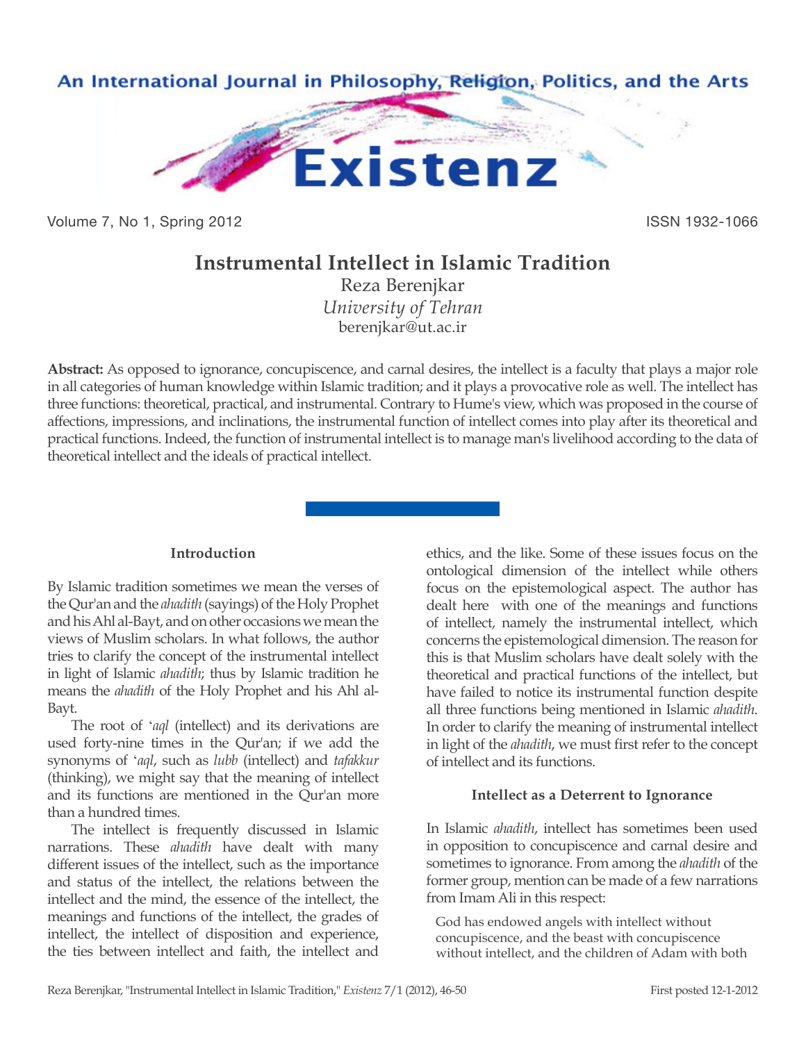# Instrumental Intellect in Islamic Tradition

Reza Berenjkar
*University of Tehran*
berenjkar@ut.ac.ir

**Abstract:** As opposed to ignorance, concupiscence, and carnal desires, the intellect is a faculty that plays a major role in all categories of human knowledge within Islamic tradition; and it plays a provocative role as well. The intellect has three functions: theoretical, practical, and instrumental. Contrary to Hume's view, which was proposed in the course of affections, impressions, and inclinations, the instrumental function of intellect comes into play after its theoretical and practical functions. Indeed, the function of instrumental intellect is to manage man's livelihood according to the data of theoretical intellect and the ideals of practical intellect.

### Introduction

By Islamic tradition sometimes we mean the verses of the Qur'an and the *ahadith* (sayings) of the Holy Prophet and his Ahl al-Bayt, and on other occasions we mean the views of Muslim scholars. In what follows, the author tries to clarify the concept of the instrumental intellect in light of Islamic *ahadith*; thus by Islamic tradition he means the *ahadith* of the Holy Prophet and his Ahl al-Bayt.

The root of ʻ*aql* (intellect) and its derivations are used forty-nine times in the Qur'an; if we add the synonyms of ʻ*aql*, such as *lubb* (intellect) and *tafakkur* (thinking), we might say that the meaning of intellect and its functions are mentioned in the Qur'an more than a hundred times.

The intellect is frequently discussed in Islamic narrations. These *ahadith* have dealt with many different issues of the intellect, such as the importance and status of the intellect, the relations between the intellect and the mind, the essence of the intellect, the meanings and functions of the intellect, the grades of intellect, the intellect of disposition and experience, the ties between intellect and faith, the intellect and ethics, and the like. Some of these issues focus on the ontological dimension of the intellect while others focus on the epistemological aspect. The author has dealt here with one of the meanings and functions of intellect, namely the instrumental intellect, which concerns the epistemological dimension. The reason for this is that Muslim scholars have dealt solely with the theoretical and practical functions of the intellect, but have failed to notice its instrumental function despite all three functions being mentioned in Islamic *ahadith*. In order to clarify the meaning of instrumental intellect in light of the *ahadith*, we must first refer to the concept of intellect and its functions.

### Intellect as a Deterrent to Ignorance

In Islamic *ahadith*, intellect has sometimes been used in opposition to concupiscence and carnal desire and sometimes to ignorance. From among the *ahadith* of the former group, mention can be made of a few narrations from Imam Ali in this respect:

> God has endowed angels with intellect without concupiscence, and the beast with concupiscence without intellect, and the children of Adam with both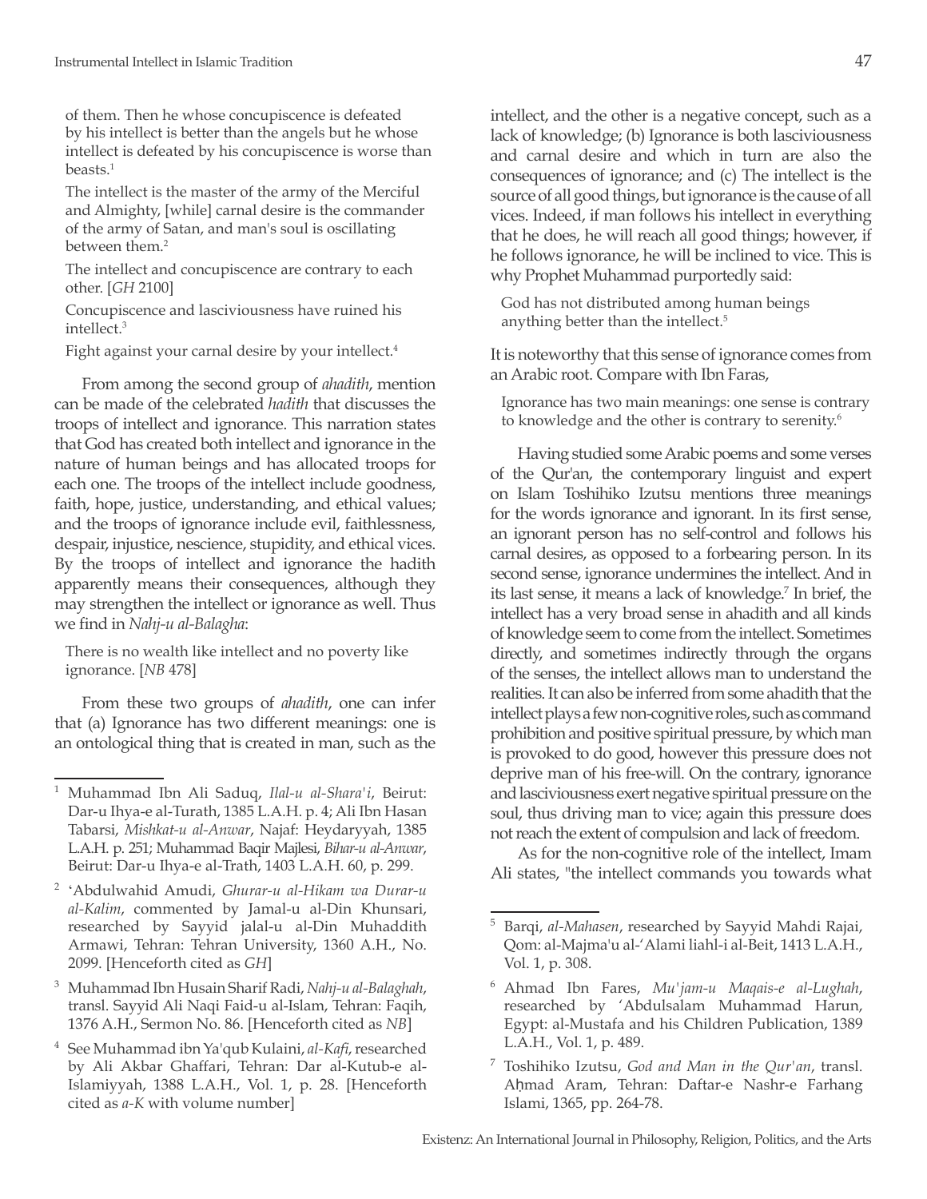> of them. Then he whose concupiscence is defeated by his intellect is better than the angels but he whose intellect is defeated by his concupiscence is worse than beasts.[1]
>
> The intellect is the master of the army of the Merciful and Almighty, [while] carnal desire is the commander of the army of Satan, and man's soul is oscillating between them.[2]
>
> The intellect and concupiscence are contrary to each other. [*GH* 2100]
>
> Concupiscence and lasciviousness have ruined his intellect.[3]
>
> Fight against your carnal desire by your intellect.[4]

From among the second group of *ahadith*, mention can be made of the celebrated *hadith* that discusses the troops of intellect and ignorance. This narration states that God has created both intellect and ignorance in the nature of human beings and has allocated troops for each one. The troops of the intellect include goodness, faith, hope, justice, understanding, and ethical values; and the troops of ignorance include evil, faithlessness, despair, injustice, nescience, stupidity, and ethical vices. By the troops of intellect and ignorance the hadith apparently means their consequences, although they may strengthen the intellect or ignorance as well. Thus we find in *Nahj-u al-Balagha*:

> There is no wealth like intellect and no poverty like ignorance. [*NB* 478]

From these two groups of *ahadith*, one can infer that (a) Ignorance has two different meanings: one is an ontological thing that is created in man, such as the intellect, and the other is a negative concept, such as a lack of knowledge; (b) Ignorance is both lasciviousness and carnal desire and which in turn are also the consequences of ignorance; and (c) The intellect is the source of all good things, but ignorance is the cause of all vices. Indeed, if man follows his intellect in everything that he does, he will reach all good things; however, if he follows ignorance, he will be inclined to vice. This is why Prophet Muhammad purportedly said:

> God has not distributed among human beings anything better than the intellect.[5]

It is noteworthy that this sense of ignorance comes from an Arabic root. Compare with Ibn Faras,

> Ignorance has two main meanings: one sense is contrary to knowledge and the other is contrary to serenity.[6]

Having studied some Arabic poems and some verses of the Qur'an, the contemporary linguist and expert on Islam Toshihiko Izutsu mentions three meanings for the words ignorance and ignorant. In its first sense, an ignorant person has no self-control and follows his carnal desires, as opposed to a forbearing person. In its second sense, ignorance undermines the intellect. And in its last sense, it means a lack of knowledge.[7] In brief, the intellect has a very broad sense in ahadith and all kinds of knowledge seem to come from the intellect. Sometimes directly, and sometimes indirectly through the organs of the senses, the intellect allows man to understand the realities. It can also be inferred from some ahadith that the intellect plays a few non-cognitive roles, such as command prohibition and positive spiritual pressure, by which man is provoked to do good, however this pressure does not deprive man of his free-will. On the contrary, ignorance and lasciviousness exert negative spiritual pressure on the soul, thus driving man to vice; again this pressure does not reach the extent of compulsion and lack of freedom.

As for the non-cognitive role of the intellect, Imam Ali states, "the intellect commands you towards what

---

[1] Muhammad Ibn Ali Saduq, *Ilal-u al-Shara'i*, Beirut: Dar-u Ihya-e al-Turath, 1385 L.A.H. p. 4; Ali Ibn Hasan Tabarsi, *Mishkat-u al-Anwar*, Najaf: Heydaryyah, 1385 L.A.H. p. 251; Muhammad Baqir Majlesi, *Bihar-u al-Anwar*, Beirut: Dar-u Ihya-e al-Trath, 1403 L.A.H. 60, p. 299.

[2] 'Abdulwahid Amudi, *Ghurar-u al-Hikam wa Durar-u al-Kalim*, commented by Jamal-u al-Din Khunsari, researched by Sayyid jalal-u al-Din Muhaddith Armawi, Tehran: Tehran University, 1360 A.H., No. 2099. [Henceforth cited as *GH*]

[3] Muhammad Ibn Husain Sharif Radi, *Nahj-u al-Balaghah*, transl. Sayyid Ali Naqi Faid-u al-Islam, Tehran: Faqih, 1376 A.H., Sermon No. 86. [Henceforth cited as *NB*]

[4] See Muhammad ibn Ya'qub Kulaini, *al-Kafi*, researched by Ali Akbar Ghaffari, Tehran: Dar al-Kutub-e al-Islamiyyah, 1388 L.A.H., Vol. 1, p. 28. [Henceforth cited as *a-K* with volume number]

[5] Barqi, *al-Mahasen*, researched by Sayyid Mahdi Rajai, Qom: al-Majma'u al-'Alami liahl-i al-Beit, 1413 L.A.H., Vol. 1, p. 308.

[6] Ahmad Ibn Fares, *Mu'jam-u Maqais-e al-Lughah*, researched by 'Abdulsalam Muhammad Harun, Egypt: al-Mustafa and his Children Publication, 1389 L.A.H., Vol. 1, p. 489.

[7] Toshihiko Izutsu, *God and Man in the Qur'an*, transl. Aḥmad Aram, Tehran: Daftar-e Nashr-e Farhang Islami, 1365, pp. 264-78.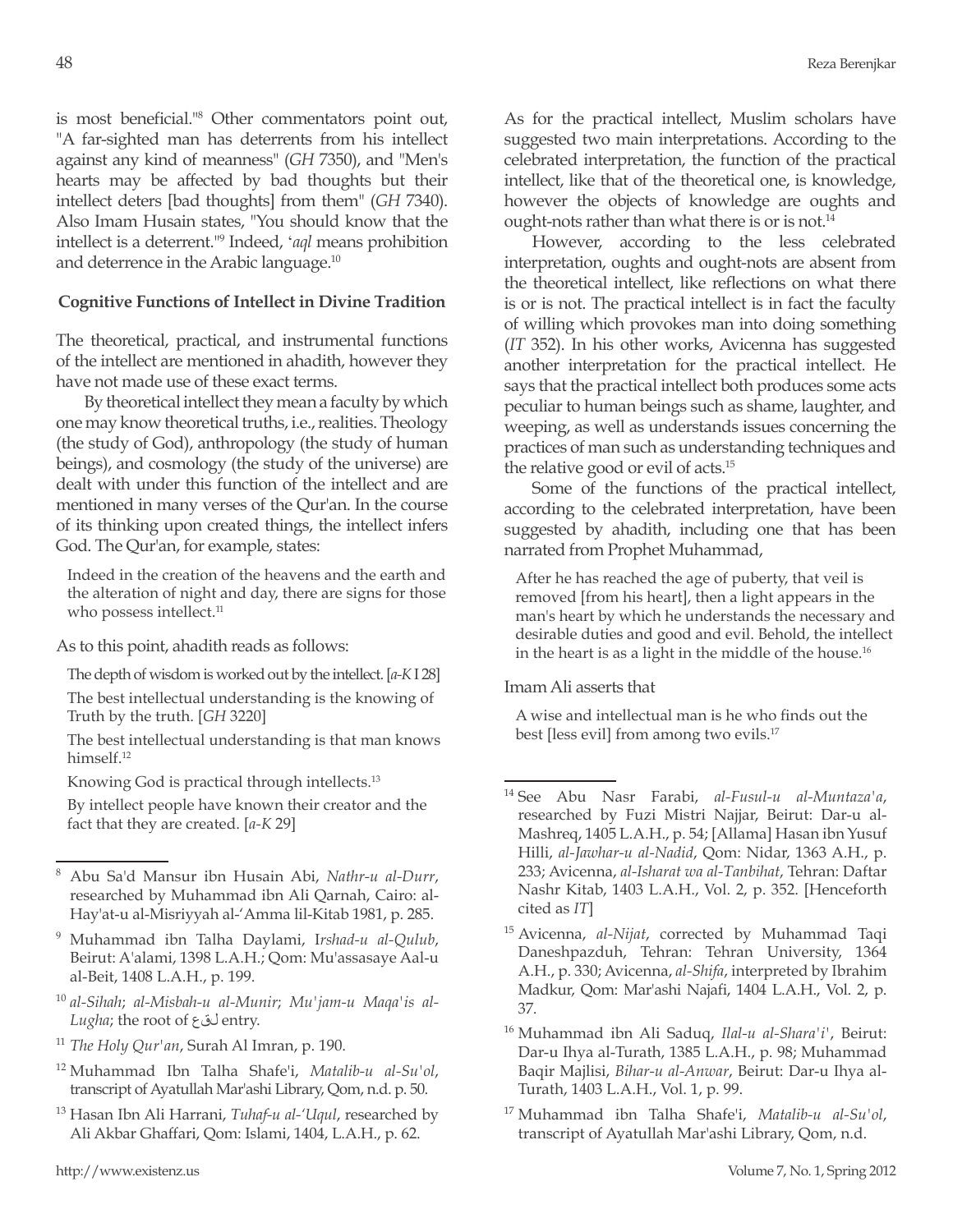is most beneficial."[8] Other commentators point out, "A far-sighted man has deterrents from his intellect against any kind of meanness" (*GH* 7350), and "Men's hearts may be affected by bad thoughts but their intellect deters [bad thoughts] from them" (*GH* 7340). Also Imam Husain states, "You should know that the intellect is a deterrent."[9] Indeed, '*aql* means prohibition and deterrence in the Arabic language.[10]

### Cognitive Functions of Intellect in Divine Tradition

The theoretical, practical, and instrumental functions of the intellect are mentioned in ahadith, however they have not made use of these exact terms.

By theoretical intellect they mean a faculty by which one may know theoretical truths, i.e., realities. Theology (the study of God), anthropology (the study of human beings), and cosmology (the study of the universe) are dealt with under this function of the intellect and are mentioned in many verses of the Qur'an. In the course of its thinking upon created things, the intellect infers God. The Qur'an, for example, states:

> Indeed in the creation of the heavens and the earth and the alteration of night and day, there are signs for those who possess intellect.[11]

As to this point, ahadith reads as follows:

> The depth of wisdom is worked out by the intellect. [*a-K* I 28]
>
> The best intellectual understanding is the knowing of Truth by the truth. [*GH* 3220]
>
> The best intellectual understanding is that man knows himself.[12]
>
> Knowing God is practical through intellects.[13]
>
> By intellect people have known their creator and the fact that they are created. [*a-K* 29]

As for the practical intellect, Muslim scholars have suggested two main interpretations. According to the celebrated interpretation, the function of the practical intellect, like that of the theoretical one, is knowledge, however the objects of knowledge are oughts and ought-nots rather than what there is or is not.[14]

However, according to the less celebrated interpretation, oughts and ought-nots are absent from the theoretical intellect, like reflections on what there is or is not. The practical intellect is in fact the faculty of willing which provokes man into doing something (*IT* 352). In his other works, Avicenna has suggested another interpretation for the practical intellect. He says that the practical intellect both produces some acts peculiar to human beings such as shame, laughter, and weeping, as well as understands issues concerning the practices of man such as understanding techniques and the relative good or evil of acts.[15]

Some of the functions of the practical intellect, according to the celebrated interpretation, have been suggested by ahadith, including one that has been narrated from Prophet Muhammad,

> After he has reached the age of puberty, that veil is removed [from his heart], then a light appears in the man's heart by which he understands the necessary and desirable duties and good and evil. Behold, the intellect in the heart is as a light in the middle of the house.[16]

Imam Ali asserts that

> A wise and intellectual man is he who finds out the best [less evil] from among two evils.[17]

---

[8] Abu Sa'd Mansur ibn Husain Abi, *Nathr-u al-Durr*, researched by Muhammad ibn Ali Qarnah, Cairo: al-Hay'at-u al-Misriyyah al-'Amma lil-Kitab 1981, p. 285.

[9] Muhammad ibn Talha Daylami, I*rshad-u al-Qulub*, Beirut: A'alami, 1398 L.A.H.; Qom: Mu'assasaye Aal-u al-Beit, 1408 L.A.H., p. 199.

[10] *al-Sihah*; *al-Misbah-u al-Munir*; *Mu'jam-u Maqa'is al-Lugha*; the root of عقل entry.

[11] *The Holy Qur'an*, Surah Al Imran, p. 190.

[12] Muhammad Ibn Talha Shafe'i, *Matalib-u al-Su'ol*, transcript of Ayatullah Mar'ashi Library, Qom, n.d. p. 50.

[13] Hasan Ibn Ali Harrani, *Tuhaf-u al-'Uqul*, researched by Ali Akbar Ghaffari, Qom: Islami, 1404, L.A.H., p. 62.

[14] See Abu Nasr Farabi, *al-Fusul-u al-Muntaza'a*, researched by Fuzi Mistri Najjar, Beirut: Dar-u al-Mashreq, 1405 L.A.H., p. 54; [Allama] Hasan ibn Yusuf Hilli, *al-Jawhar-u al-Nadid*, Qom: Nidar, 1363 A.H., p. 233; Avicenna, *al-Isharat wa al-Tanbihat*, Tehran: Daftar Nashr Kitab, 1403 L.A.H., Vol. 2, p. 352. [Henceforth cited as *IT*]

[15] Avicenna, *al-Nijat*, corrected by Muhammad Taqi Daneshpazduh, Tehran: Tehran University, 1364 A.H., p. 330; Avicenna, *al-Shifa*, interpreted by Ibrahim Madkur, Qom: Mar'ashi Najafi, 1404 L.A.H., Vol. 2, p. 37.

[16] Muhammad ibn Ali Saduq, *Ilal-u al-Shara'i'*, Beirut: Dar-u Ihya al-Turath, 1385 L.A.H., p. 98; Muhammad Baqir Majlisi, *Bihar-u al-Anwar*, Beirut: Dar-u Ihya al-Turath, 1403 L.A.H., Vol. 1, p. 99.

[17] Muhammad ibn Talha Shafe'i, *Matalib-u al-Su'ol*, transcript of Ayatullah Mar'ashi Library, Qom, n.d.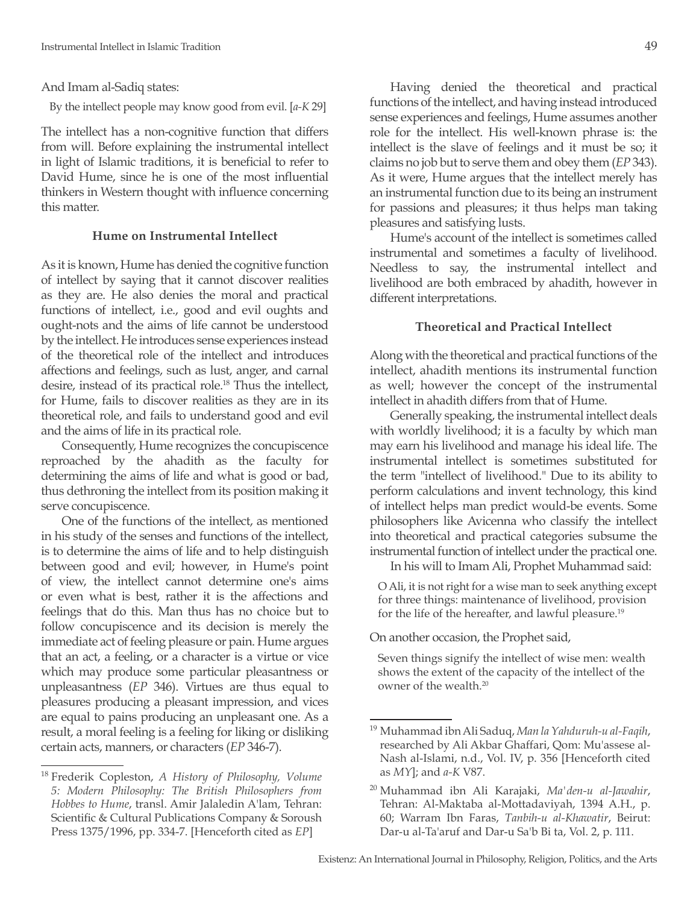And Imam al-Sadiq states:

> By the intellect people may know good from evil. [*a-K* 29]

The intellect has a non-cognitive function that differs from will. Before explaining the instrumental intellect in light of Islamic traditions, it is beneficial to refer to David Hume, since he is one of the most influential thinkers in Western thought with influence concerning this matter.

### Hume on Instrumental Intellect

As it is known, Hume has denied the cognitive function of intellect by saying that it cannot discover realities as they are. He also denies the moral and practical functions of intellect, i.e., good and evil oughts and ought-nots and the aims of life cannot be understood by the intellect. He introduces sense experiences instead of the theoretical role of the intellect and introduces affections and feelings, such as lust, anger, and carnal desire, instead of its practical role.[18] Thus the intellect, for Hume, fails to discover realities as they are in its theoretical role, and fails to understand good and evil and the aims of life in its practical role.

Consequently, Hume recognizes the concupiscence reproached by the ahadith as the faculty for determining the aims of life and what is good or bad, thus dethroning the intellect from its position making it serve concupiscence.

One of the functions of the intellect, as mentioned in his study of the senses and functions of the intellect, is to determine the aims of life and to help distinguish between good and evil; however, in Hume's point of view, the intellect cannot determine one's aims or even what is best, rather it is the affections and feelings that do this. Man thus has no choice but to follow concupiscence and its decision is merely the immediate act of feeling pleasure or pain. Hume argues that an act, a feeling, or a character is a virtue or vice which may produce some particular pleasantness or unpleasantness (*EP* 346). Virtues are thus equal to pleasures producing a pleasant impression, and vices are equal to pains producing an unpleasant one. As a result, a moral feeling is a feeling for liking or disliking certain acts, manners, or characters (*EP* 346-7).

Having denied the theoretical and practical functions of the intellect, and having instead introduced sense experiences and feelings, Hume assumes another role for the intellect. His well-known phrase is: the intellect is the slave of feelings and it must be so; it claims no job but to serve them and obey them (*EP* 343). As it were, Hume argues that the intellect merely has an instrumental function due to its being an instrument for passions and pleasures; it thus helps man taking pleasures and satisfying lusts.

Hume's account of the intellect is sometimes called instrumental and sometimes a faculty of livelihood. Needless to say, the instrumental intellect and livelihood are both embraced by ahadith, however in different interpretations.

### Theoretical and Practical Intellect

Along with the theoretical and practical functions of the intellect, ahadith mentions its instrumental function as well; however the concept of the instrumental intellect in ahadith differs from that of Hume.

Generally speaking, the instrumental intellect deals with worldly livelihood; it is a faculty by which man may earn his livelihood and manage his ideal life. The instrumental intellect is sometimes substituted for the term "intellect of livelihood." Due to its ability to perform calculations and invent technology, this kind of intellect helps man predict would-be events. Some philosophers like Avicenna who classify the intellect into theoretical and practical categories subsume the instrumental function of intellect under the practical one.

In his will to Imam Ali, Prophet Muhammad said:

> O Ali, it is not right for a wise man to seek anything except for three things: maintenance of livelihood, provision for the life of the hereafter, and lawful pleasure.[19]

On another occasion, the Prophet said,

> Seven things signify the intellect of wise men: wealth shows the extent of the capacity of the intellect of the owner of the wealth.[20]

---

[18] Frederik Copleston, *A History of Philosophy, Volume 5: Modern Philosophy: The British Philosophers from Hobbes to Hume*, transl. Amir Jalaledin A'lam, Tehran: Scientific & Cultural Publications Company & Soroush Press 1375/1996, pp. 334-7. [Henceforth cited as *EP*]

[19] Muhammad ibn Ali Saduq, *Man la Yahduruh-u al-Faqih*, researched by Ali Akbar Ghaffari, Qom: Mu'assese al-Nash al-Islami, n.d., Vol. IV, p. 356 [Henceforth cited as *MY*]; and *a-K* V87.

[20] Muhammad ibn Ali Karajaki, *Ma'den-u al-Jawahir*, Tehran: Al-Maktaba al-Mottadaviyah, 1394 A.H., p. 60; Warram Ibn Faras, *Tanbih-u al-Khawatir*, Beirut: Dar-u al-Ta'aruf and Dar-u Sa'b Bi ta, Vol. 2, p. 111.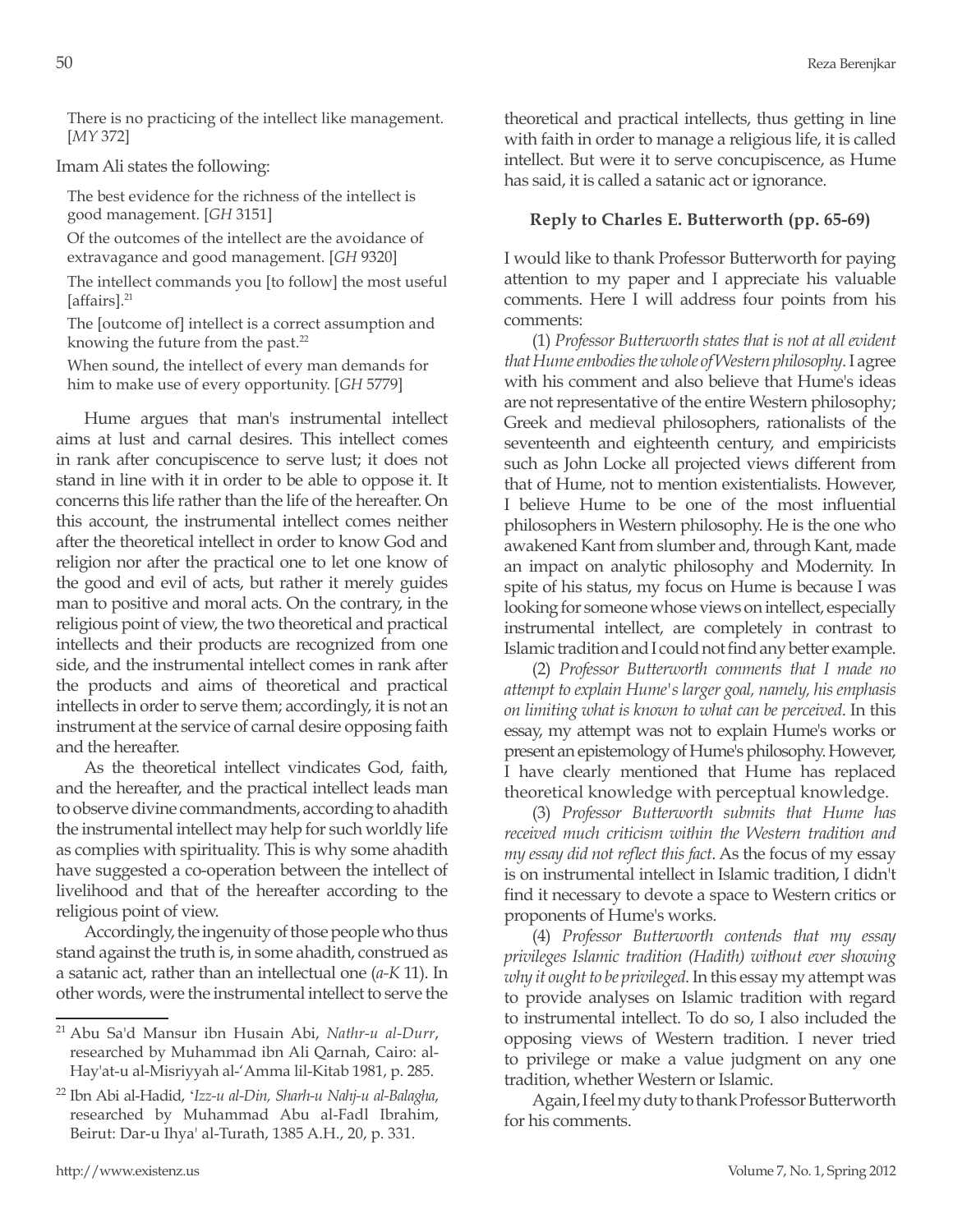There is no practicing of the intellect like management. [*MY* 372]

Imam Ali states the following:

The best evidence for the richness of the intellect is good management. [*GH* 3151]

Of the outcomes of the intellect are the avoidance of extravagance and good management. [*GH* 9320]

The intellect commands you [to follow] the most useful [affairs].[21]

The [outcome of] intellect is a correct assumption and knowing the future from the past.[22]

When sound, the intellect of every man demands for him to make use of every opportunity. [*GH* 5779]

Hume argues that man's instrumental intellect aims at lust and carnal desires. This intellect comes in rank after concupiscence to serve lust; it does not stand in line with it in order to be able to oppose it. It concerns this life rather than the life of the hereafter. On this account, the instrumental intellect comes neither after the theoretical intellect in order to know God and religion nor after the practical one to let one know of the good and evil of acts, but rather it merely guides man to positive and moral acts. On the contrary, in the religious point of view, the two theoretical and practical intellects and their products are recognized from one side, and the instrumental intellect comes in rank after the products and aims of theoretical and practical intellects in order to serve them; accordingly, it is not an instrument at the service of carnal desire opposing faith and the hereafter.

As the theoretical intellect vindicates God, faith, and the hereafter, and the practical intellect leads man to observe divine commandments, according to ahadith the instrumental intellect may help for such worldly life as complies with spirituality. This is why some ahadith have suggested a co-operation between the intellect of livelihood and that of the hereafter according to the religious point of view.

Accordingly, the ingenuity of those people who thus stand against the truth is, in some ahadith, construed as a satanic act, rather than an intellectual one (*a-K* 11). In other words, were the instrumental intellect to serve the theoretical and practical intellects, thus getting in line with faith in order to manage a religious life, it is called intellect. But were it to serve concupiscence, as Hume has said, it is called a satanic act or ignorance.

### Reply to Charles E. Butterworth (pp. 65-69)

I would like to thank Professor Butterworth for paying attention to my paper and I appreciate his valuable comments. Here I will address four points from his comments:

(1) *Professor Butterworth states that is not at all evident that Hume embodies the whole of Western philosophy*. I agree with his comment and also believe that Hume's ideas are not representative of the entire Western philosophy; Greek and medieval philosophers, rationalists of the seventeenth and eighteenth century, and empiricists such as John Locke all projected views different from that of Hume, not to mention existentialists. However, I believe Hume to be one of the most influential philosophers in Western philosophy. He is the one who awakened Kant from slumber and, through Kant, made an impact on analytic philosophy and Modernity. In spite of his status, my focus on Hume is because I was looking for someone whose views on intellect, especially instrumental intellect, are completely in contrast to Islamic tradition and I could not find any better example.

(2) *Professor Butterworth comments that I made no attempt to explain Hume's larger goal, namely, his emphasis on limiting what is known to what can be perceived*. In this essay, my attempt was not to explain Hume's works or present an epistemology of Hume's philosophy. However, I have clearly mentioned that Hume has replaced theoretical knowledge with perceptual knowledge.

(3) *Professor Butterworth submits that Hume has received much criticism within the Western tradition and my essay did not reflect this fact*. As the focus of my essay is on instrumental intellect in Islamic tradition, I didn't find it necessary to devote a space to Western critics or proponents of Hume's works.

(4) *Professor Butterworth contends that my essay privileges Islamic tradition (Hadith) without ever showing why it ought to be privileged*. In this essay my attempt was to provide analyses on Islamic tradition with regard to instrumental intellect. To do so, I also included the opposing views of Western tradition. I never tried to privilege or make a value judgment on any one tradition, whether Western or Islamic.

Again, I feel my duty to thank Professor Butterworth for his comments.

---

[21] Abu Sa'd Mansur ibn Husain Abi, *Nathr-u al-Durr*, researched by Muhammad ibn Ali Qarnah, Cairo: al-Hay'at-u al-Misriyyah al-'Amma lil-Kitab 1981, p. 285.

[22] Ibn Abi al-Hadid, '*Izz-u al-Din, Sharh-u Nahj-u al-Balagha*, researched by Muhammad Abu al-Fadl Ibrahim, Beirut: Dar-u Ihya' al-Turath, 1385 A.H., 20, p. 331.